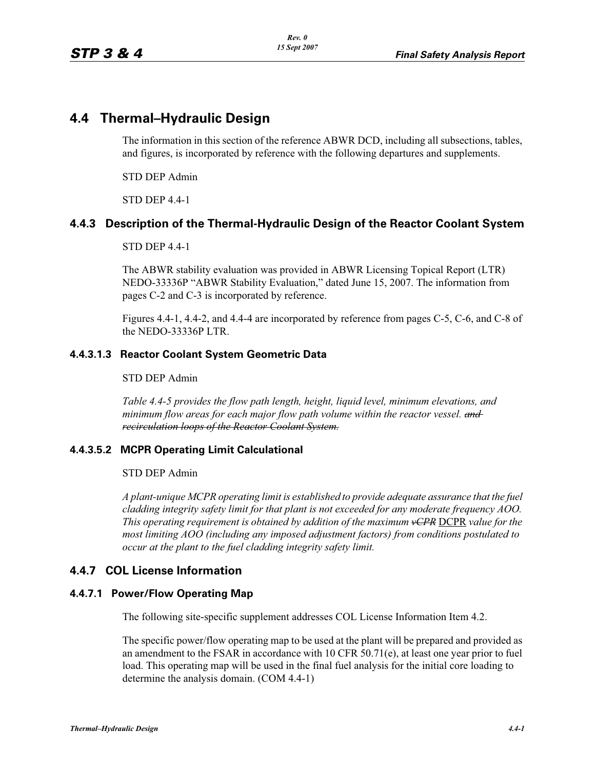# 4.4 Thermal–Hydraulic Design

The information in this section of the reference ABWR DCD, including all subsections, tables, and figures, is incorporated by reference with the following departures and supplements.

STD DEP Admin

STD DEP 4.4-1

## 4.4.3 Description of the Thermal-Hydraulic Design of the Reactor Coolant System

STD DEP 4.4-1

The ABWR stability evaluation was provided in ABWR Licensing Topical Report (LTR) NEDO-33336P "ABWR Stability Evaluation," dated June 15, 2007. The information from pages C-2 and C-3 is incorporated by reference.

Figures 4.4-1, 4.4-2, and 4.4-4 are incorporated by reference from pages C-5, C-6, and C-8 of the NEDO-33336P LTR.

### 4.4.3.1.3 Reactor Coolant System Geometric Data

STD DEP Admin

*Table 4.4-5 provides the flow path length, height, liquid level, minimum elevations, and minimum flow areas for each major flow path volume within the reactor vessel.* ~~*and recirculation loops of the Reactor Coolant System.*~~

### 4.4.3.5.2 MCPR Operating Limit Calculational

STD DEP Admin

*A plant-unique MCPR operating limit is established to provide adequate assurance that the fuel cladding integrity safety limit for that plant is not exceeded for any moderate frequency AOO. This operating requirement is obtained by addition of the maximum* ~~*νCPR*~~ <u>DCPR</u> *value for the most limiting AOO (including any imposed adjustment factors) from conditions postulated to occur at the plant to the fuel cladding integrity safety limit.*

## 4.4.7 COL License Information

### 4.4.7.1 Power/Flow Operating Map

The following site-specific supplement addresses COL License Information Item 4.2.

The specific power/flow operating map to be used at the plant will be prepared and provided as an amendment to the FSAR in accordance with 10 CFR 50.71(e), at least one year prior to fuel load. This operating map will be used in the final fuel analysis for the initial core loading to determine the analysis domain. (COM 4.4-1)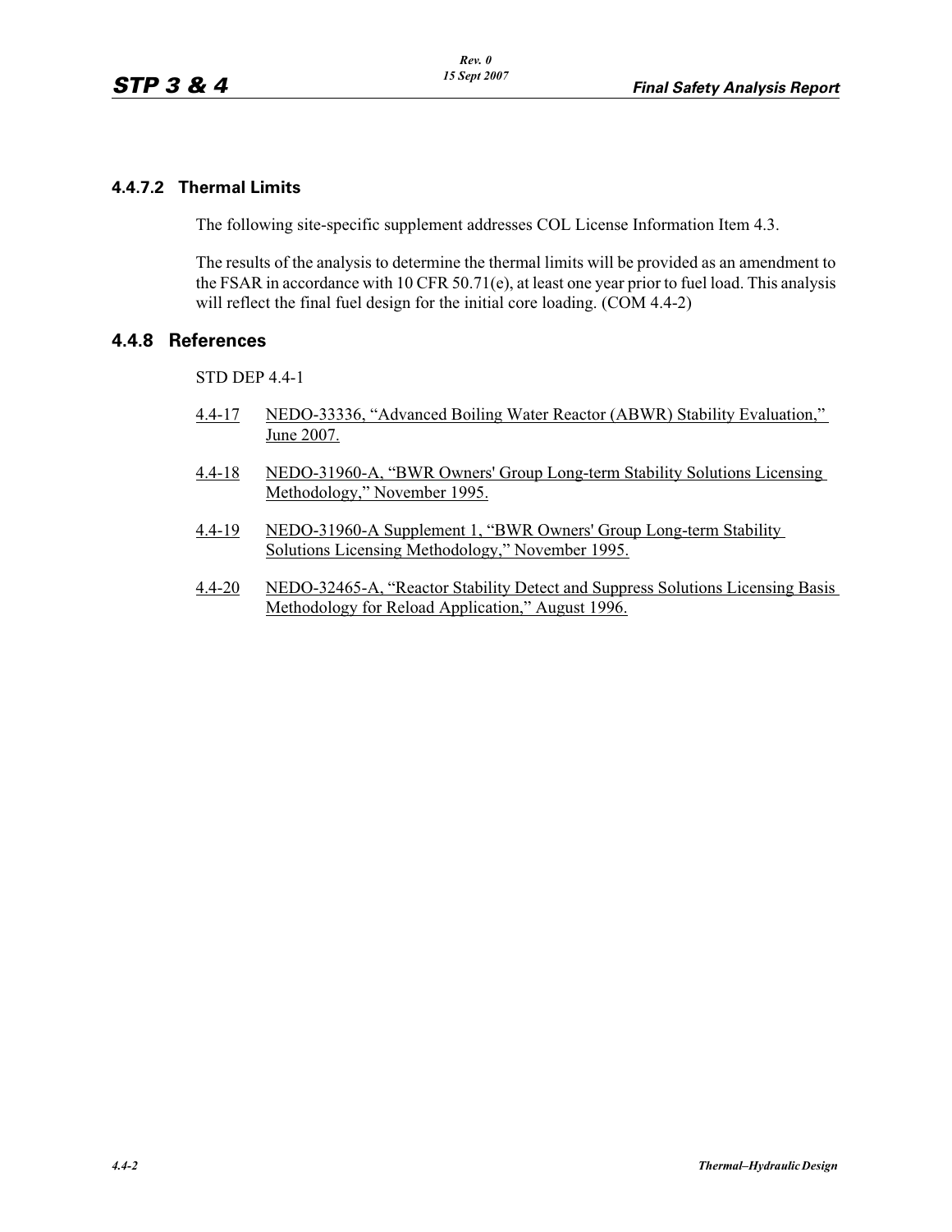### 4.4.7.2 Thermal Limits

The following site-specific supplement addresses COL License Information Item 4.3.

The results of the analysis to determine the thermal limits will be provided as an amendment to the FSAR in accordance with 10 CFR 50.71(e), at least one year prior to fuel load. This analysis will reflect the final fuel design for the initial core loading. (COM 4.4-2)

## 4.4.8 References

STD DEP 4.4-1

4.4-17 NEDO-33336, "Advanced Boiling Water Reactor (ABWR) Stability Evaluation," June 2007.

4.4-18 NEDO-31960-A, "BWR Owners' Group Long-term Stability Solutions Licensing Methodology," November 1995.

4.4-19 NEDO-31960-A Supplement 1, "BWR Owners' Group Long-term Stability Solutions Licensing Methodology," November 1995.

4.4-20 NEDO-32465-A, "Reactor Stability Detect and Suppress Solutions Licensing Basis Methodology for Reload Application," August 1996.